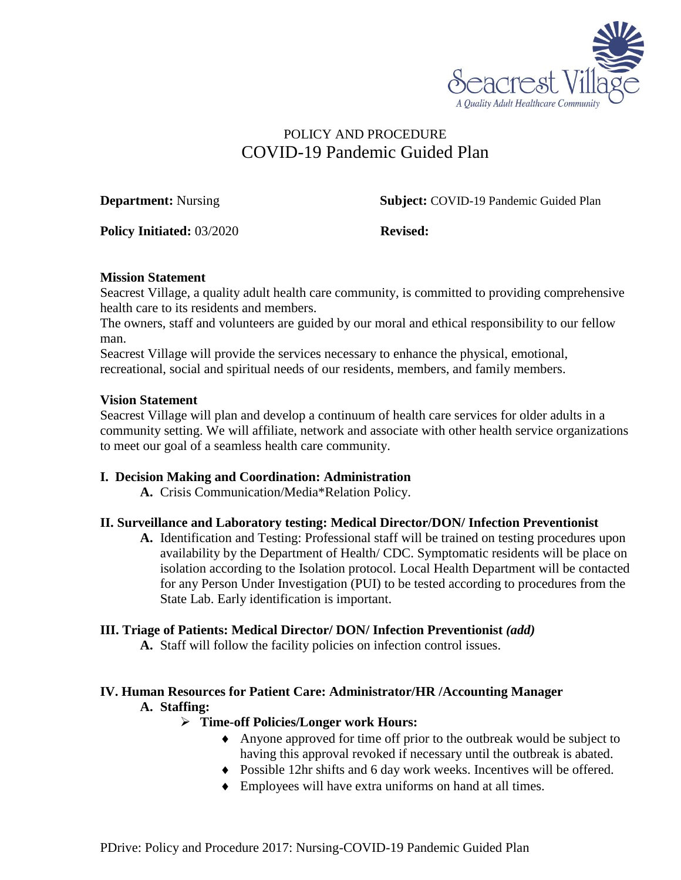Seacrest Village
*A Quality Adult Healthcare Community*

# POLICY AND PROCEDURE
# COVID-19 Pandemic Guided Plan

**Department:** Nursing **Subject:** COVID-19 Pandemic Guided Plan

**Policy Initiated:** 03/2020 **Revised:**

**Mission Statement**

Seacrest Village, a quality adult health care community, is committed to providing comprehensive health care to its residents and members.

The owners, staff and volunteers are guided by our moral and ethical responsibility to our fellow man.

Seacrest Village will provide the services necessary to enhance the physical, emotional, recreational, social and spiritual needs of our residents, members, and family members.

**Vision Statement**

Seacrest Village will plan and develop a continuum of health care services for older adults in a community setting. We will affiliate, network and associate with other health service organizations to meet our goal of a seamless health care community.

## I. Decision Making and Coordination: Administration

**A.** Crisis Communication/Media*Relation Policy.

## II. Surveillance and Laboratory testing: Medical Director/DON/ Infection Preventionist

**A.** Identification and Testing: Professional staff will be trained on testing procedures upon availability by the Department of Health/ CDC. Symptomatic residents will be place on isolation according to the Isolation protocol. Local Health Department will be contacted for any Person Under Investigation (PUI) to be tested according to procedures from the State Lab. Early identification is important.

## III. Triage of Patients: Medical Director/ DON/ Infection Preventionist *(add)*

**A.** Staff will follow the facility policies on infection control issues.

## IV. Human Resources for Patient Care: Administrator/HR /Accounting Manager

**A. Staffing:**

- **Time-off Policies/Longer work Hours:**
  - Anyone approved for time off prior to the outbreak would be subject to having this approval revoked if necessary until the outbreak is abated.
  - Possible 12hr shifts and 6 day work weeks. Incentives will be offered.
  - Employees will have extra uniforms on hand at all times.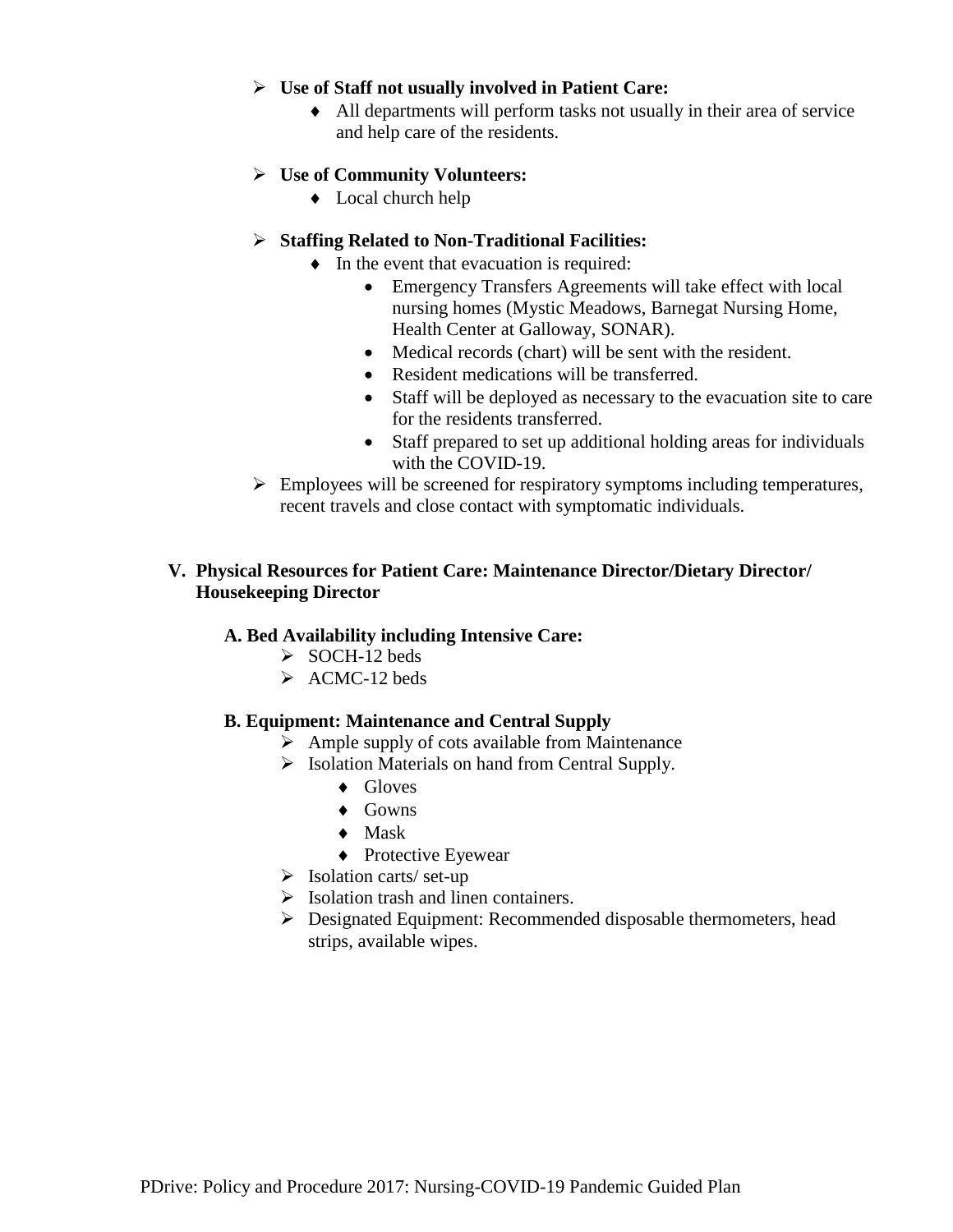- **Use of Staff not usually involved in Patient Care:**
  - All departments will perform tasks not usually in their area of service and help care of the residents.
- **Use of Community Volunteers:**
  - Local church help
- **Staffing Related to Non-Traditional Facilities:**
  - In the event that evacuation is required:
    - Emergency Transfers Agreements will take effect with local nursing homes (Mystic Meadows, Barnegat Nursing Home, Health Center at Galloway, SONAR).
    - Medical records (chart) will be sent with the resident.
    - Resident medications will be transferred.
    - Staff will be deployed as necessary to the evacuation site to care for the residents transferred.
    - Staff prepared to set up additional holding areas for individuals with the COVID-19.
- Employees will be screened for respiratory symptoms including temperatures, recent travels and close contact with symptomatic individuals.

## V. Physical Resources for Patient Care: Maintenance Director/Dietary Director/ Housekeeping Director

### A. Bed Availability including Intensive Care:

- SOCH-12 beds
- ACMC-12 beds

### B. Equipment: Maintenance and Central Supply

- Ample supply of cots available from Maintenance
- Isolation Materials on hand from Central Supply.
  - Gloves
  - Gowns
  - Mask
  - Protective Eyewear
- Isolation carts/ set-up
- Isolation trash and linen containers.
- Designated Equipment: Recommended disposable thermometers, head strips, available wipes.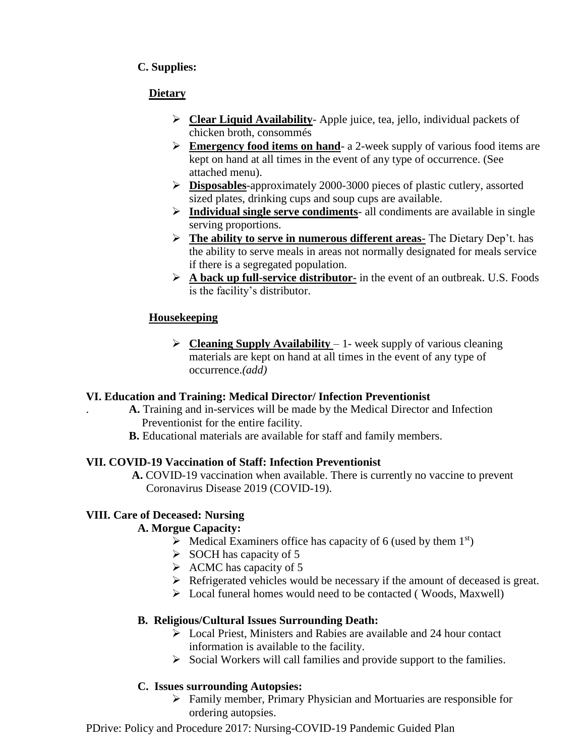**C. Supplies:**

**Dietary**

- **Clear Liquid Availability**- Apple juice, tea, jello, individual packets of chicken broth, consommés
- **Emergency food items on hand**- a 2-week supply of various food items are kept on hand at all times in the event of any type of occurrence. (See attached menu).
- **Disposables**-approximately 2000-3000 pieces of plastic cutlery, assorted sized plates, drinking cups and soup cups are available.
- **Individual single serve condiments**- all condiments are available in single serving proportions.
- **The ability to serve in numerous different areas**- The Dietary Dep't. has the ability to serve meals in areas not normally designated for meals service if there is a segregated population.
- **A back up full-service distributor**- in the event of an outbreak. U.S. Foods is the facility's distributor.

**Housekeeping**

- **Cleaning Supply Availability** – 1- week supply of various cleaning materials are kept on hand at all times in the event of any type of occurrence.*(add)*

**VI. Education and Training: Medical Director/ Infection Preventionist**

. **A.** Training and in-services will be made by the Medical Director and Infection Preventionist for the entire facility.

**B.** Educational materials are available for staff and family members.

**VII. COVID-19 Vaccination of Staff: Infection Preventionist**

**A.** COVID-19 vaccination when available. There is currently no vaccine to prevent Coronavirus Disease 2019 (COVID-19).

**VIII. Care of Deceased: Nursing**

**A. Morgue Capacity:**

- Medical Examiners office has capacity of 6 (used by them 1st)
- SOCH has capacity of 5
- ACMC has capacity of 5
- Refrigerated vehicles would be necessary if the amount of deceased is great.
- Local funeral homes would need to be contacted ( Woods, Maxwell)

**B. Religious/Cultural Issues Surrounding Death:**

- Local Priest, Ministers and Rabies are available and 24 hour contact information is available to the facility.
- Social Workers will call families and provide support to the families.

**C. Issues surrounding Autopsies:**

- Family member, Primary Physician and Mortuaries are responsible for ordering autopsies.

PDrive: Policy and Procedure 2017: Nursing-COVID-19 Pandemic Guided Plan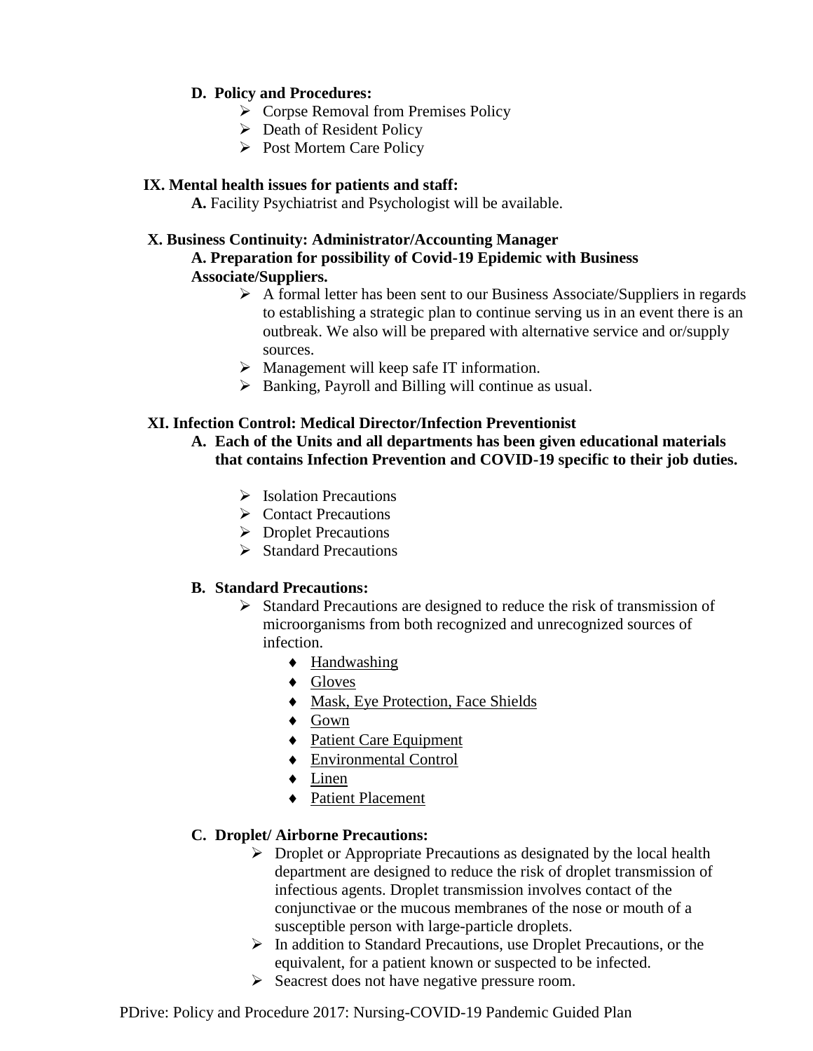**D. Policy and Procedures:**

- Corpse Removal from Premises Policy
- Death of Resident Policy
- Post Mortem Care Policy

**IX. Mental health issues for patients and staff:**

**A.** Facility Psychiatrist and Psychologist will be available.

**X. Business Continuity: Administrator/Accounting Manager**

**A. Preparation for possibility of Covid-19 Epidemic with Business Associate/Suppliers.**

- A formal letter has been sent to our Business Associate/Suppliers in regards to establishing a strategic plan to continue serving us in an event there is an outbreak. We also will be prepared with alternative service and or/supply sources.
- Management will keep safe IT information.
- Banking, Payroll and Billing will continue as usual.

**XI. Infection Control: Medical Director/Infection Preventionist**

**A. Each of the Units and all departments has been given educational materials that contains Infection Prevention and COVID-19 specific to their job duties.**

- Isolation Precautions
- Contact Precautions
- Droplet Precautions
- Standard Precautions

**B. Standard Precautions:**

- Standard Precautions are designed to reduce the risk of transmission of microorganisms from both recognized and unrecognized sources of infection.
  - Handwashing
  - Gloves
  - Mask, Eye Protection, Face Shields
  - Gown
  - Patient Care Equipment
  - Environmental Control
  - Linen
  - Patient Placement

**C. Droplet/ Airborne Precautions:**

- Droplet or Appropriate Precautions as designated by the local health department are designed to reduce the risk of droplet transmission of infectious agents. Droplet transmission involves contact of the conjunctivae or the mucous membranes of the nose or mouth of a susceptible person with large-particle droplets.
- In addition to Standard Precautions, use Droplet Precautions, or the equivalent, for a patient known or suspected to be infected.
- Seacrest does not have negative pressure room.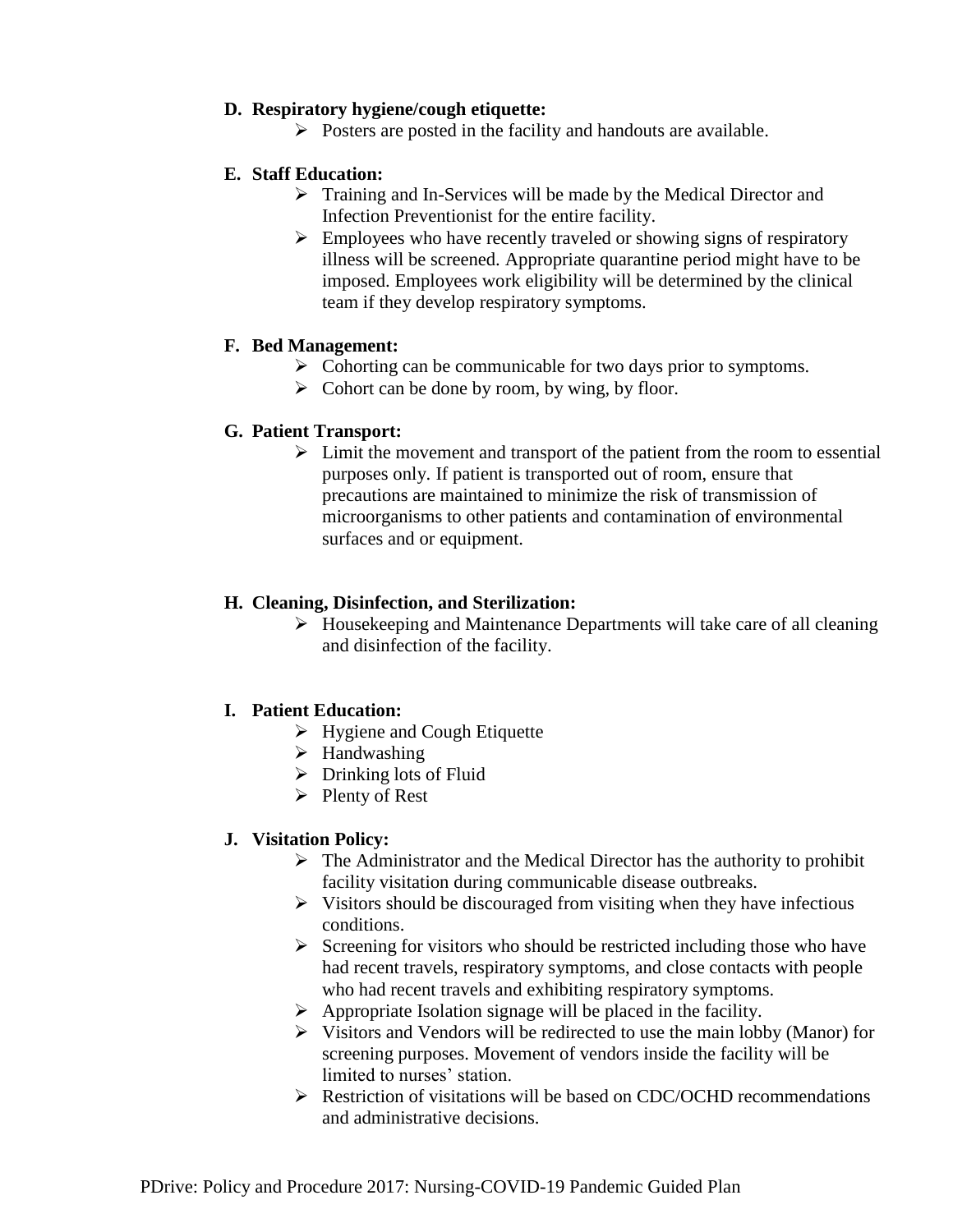**D. Respiratory hygiene/cough etiquette:**

- Posters are posted in the facility and handouts are available.

**E. Staff Education:**

- Training and In-Services will be made by the Medical Director and Infection Preventionist for the entire facility.
- Employees who have recently traveled or showing signs of respiratory illness will be screened. Appropriate quarantine period might have to be imposed. Employees work eligibility will be determined by the clinical team if they develop respiratory symptoms.

**F. Bed Management:**

- Cohorting can be communicable for two days prior to symptoms.
- Cohort can be done by room, by wing, by floor.

**G. Patient Transport:**

- Limit the movement and transport of the patient from the room to essential purposes only. If patient is transported out of room, ensure that precautions are maintained to minimize the risk of transmission of microorganisms to other patients and contamination of environmental surfaces and or equipment.

**H. Cleaning, Disinfection, and Sterilization:**

- Housekeeping and Maintenance Departments will take care of all cleaning and disinfection of the facility.

**I. Patient Education:**

- Hygiene and Cough Etiquette
- Handwashing
- Drinking lots of Fluid
- Plenty of Rest

**J. Visitation Policy:**

- The Administrator and the Medical Director has the authority to prohibit facility visitation during communicable disease outbreaks.
- Visitors should be discouraged from visiting when they have infectious conditions.
- Screening for visitors who should be restricted including those who have had recent travels, respiratory symptoms, and close contacts with people who had recent travels and exhibiting respiratory symptoms.
- Appropriate Isolation signage will be placed in the facility.
- Visitors and Vendors will be redirected to use the main lobby (Manor) for screening purposes. Movement of vendors inside the facility will be limited to nurses' station.
- Restriction of visitations will be based on CDC/OCHD recommendations and administrative decisions.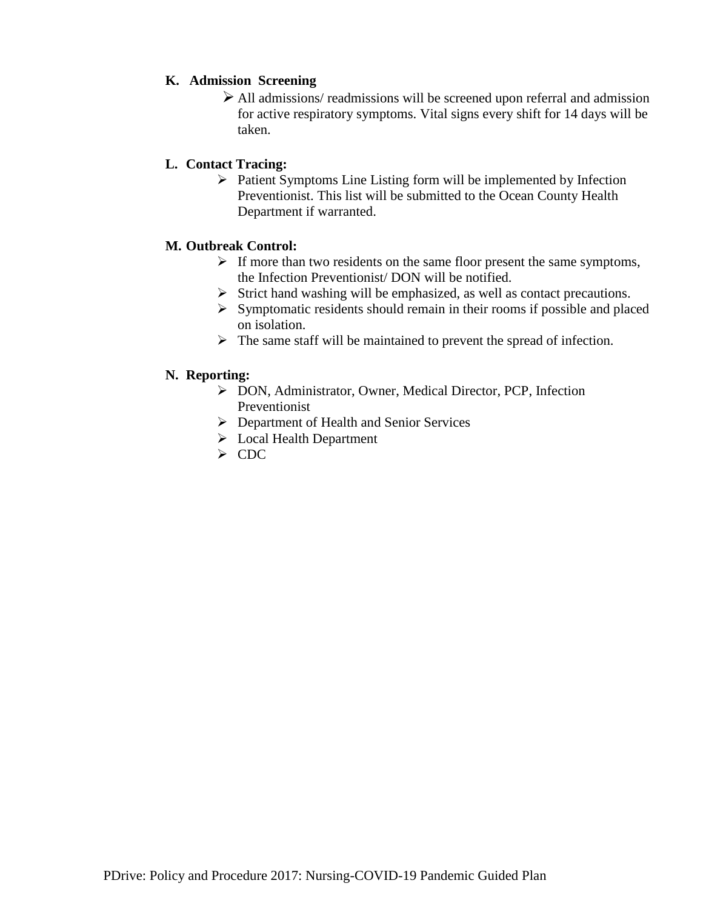**K. Admission Screening**

- All admissions/ readmissions will be screened upon referral and admission for active respiratory symptoms. Vital signs every shift for 14 days will be taken.

**L. Contact Tracing:**

- Patient Symptoms Line Listing form will be implemented by Infection Preventionist. This list will be submitted to the Ocean County Health Department if warranted.

**M. Outbreak Control:**

- If more than two residents on the same floor present the same symptoms, the Infection Preventionist/ DON will be notified.
- Strict hand washing will be emphasized, as well as contact precautions.
- Symptomatic residents should remain in their rooms if possible and placed on isolation.
- The same staff will be maintained to prevent the spread of infection.

**N. Reporting:**

- DON, Administrator, Owner, Medical Director, PCP, Infection Preventionist
- Department of Health and Senior Services
- Local Health Department
- CDC